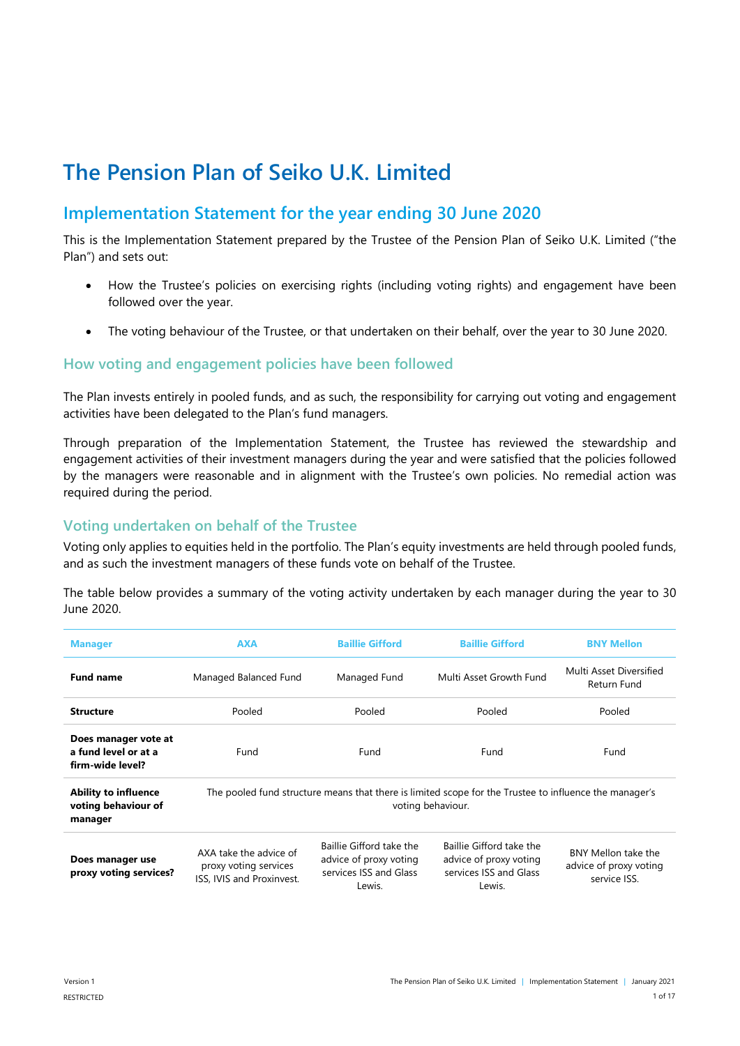# The Pension Plan of Seiko U.K. Limited

## Implementation Statement for the year ending 30 June 2020

This is the Implementation Statement prepared by the Trustee of the Pension Plan of Seiko U.K. Limited ("the Plan") and sets out:

- How the Trustee's policies on exercising rights (including voting rights) and engagement have been followed over the year.
- The voting behaviour of the Trustee, or that undertaken on their behalf, over the year to 30 June 2020.

### How voting and engagement policies have been followed

The Plan invests entirely in pooled funds, and as such, the responsibility for carrying out voting and engagement activities have been delegated to the Plan's fund managers.

Through preparation of the Implementation Statement, the Trustee has reviewed the stewardship and engagement activities of their investment managers during the year and were satisfied that the policies followed by the managers were reasonable and in alignment with the Trustee's own policies. No remedial action was required during the period.

### Voting undertaken on behalf of the Trustee

Voting only applies to equities held in the portfolio. The Plan's equity investments are held through pooled funds, and as such the investment managers of these funds vote on behalf of the Trustee.

The table below provides a summary of the voting activity undertaken by each manager during the year to 30 June 2020.

| Manager | AXA | Baillie Gifford | Baillie Gifford | BNY Mellon |
|---|---|---|---|---|
| **Fund name** | Managed Balanced Fund | Managed Fund | Multi Asset Growth Fund | Multi Asset Diversified Return Fund |
| **Structure** | Pooled | Pooled | Pooled | Pooled |
| **Does manager vote at a fund level or at a firm-wide level?** | Fund | Fund | Fund | Fund |
| **Ability to influence voting behaviour of manager** | The pooled fund structure means that there is limited scope for the Trustee to influence the manager's voting behaviour. | | | |
| **Does manager use proxy voting services?** | AXA take the advice of proxy voting services ISS, IVIS and Proxinvest. | Baillie Gifford take the advice of proxy voting services ISS and Glass Lewis. | Baillie Gifford take the advice of proxy voting services ISS and Glass Lewis. | BNY Mellon take the advice of proxy voting service ISS. |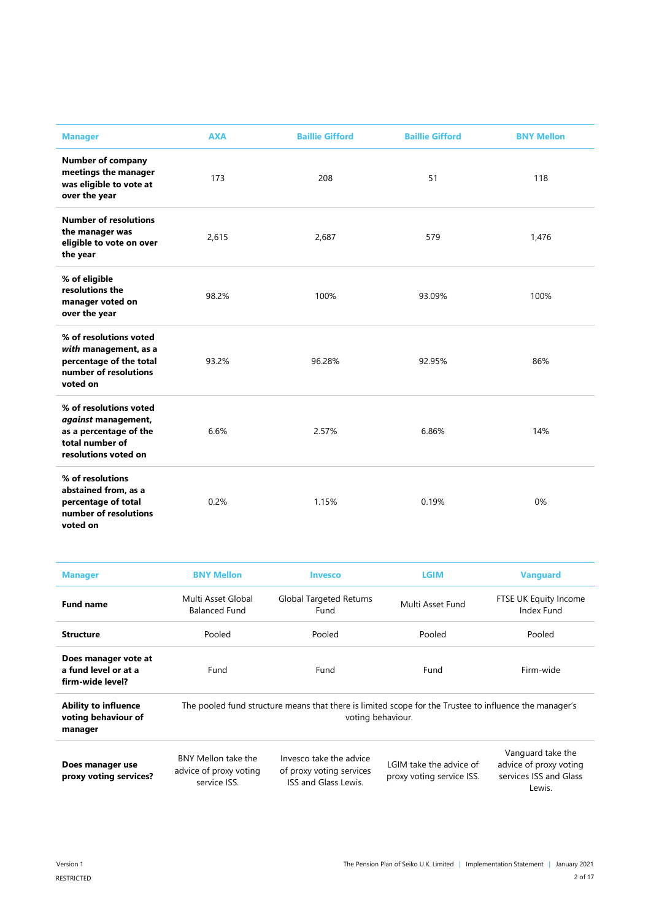| Manager | AXA | Baillie Gifford | Baillie Gifford | BNY Mellon |
|---|---|---|---|---|
| **Number of company meetings the manager was eligible to vote at over the year** | 173 | 208 | 51 | 118 |
| **Number of resolutions the manager was eligible to vote on over the year** | 2,615 | 2,687 | 579 | 1,476 |
| **% of eligible resolutions the manager voted on over the year** | 98.2% | 100% | 93.09% | 100% |
| **% of resolutions voted *with* management, as a percentage of the total number of resolutions voted on** | 93.2% | 96.28% | 92.95% | 86% |
| **% of resolutions voted *against* management, as a percentage of the total number of resolutions voted on** | 6.6% | 2.57% | 6.86% | 14% |
| **% of resolutions abstained from, as a percentage of total number of resolutions voted on** | 0.2% | 1.15% | 0.19% | 0% |

| Manager | BNY Mellon | Invesco | LGIM | Vanguard |
|---|---|---|---|---|
| **Fund name** | Multi Asset Global Balanced Fund | Global Targeted Returns Fund | Multi Asset Fund | FTSE UK Equity Income Index Fund |
| **Structure** | Pooled | Pooled | Pooled | Pooled |
| **Does manager vote at a fund level or at a firm-wide level?** | Fund | Fund | Fund | Firm-wide |
| **Ability to influence voting behaviour of manager** | The pooled fund structure means that there is limited scope for the Trustee to influence the manager's voting behaviour. | | | |
| **Does manager use proxy voting services?** | BNY Mellon take the advice of proxy voting service ISS. | Invesco take the advice of proxy voting services ISS and Glass Lewis. | LGIM take the advice of proxy voting service ISS. | Vanguard take the advice of proxy voting services ISS and Glass Lewis. |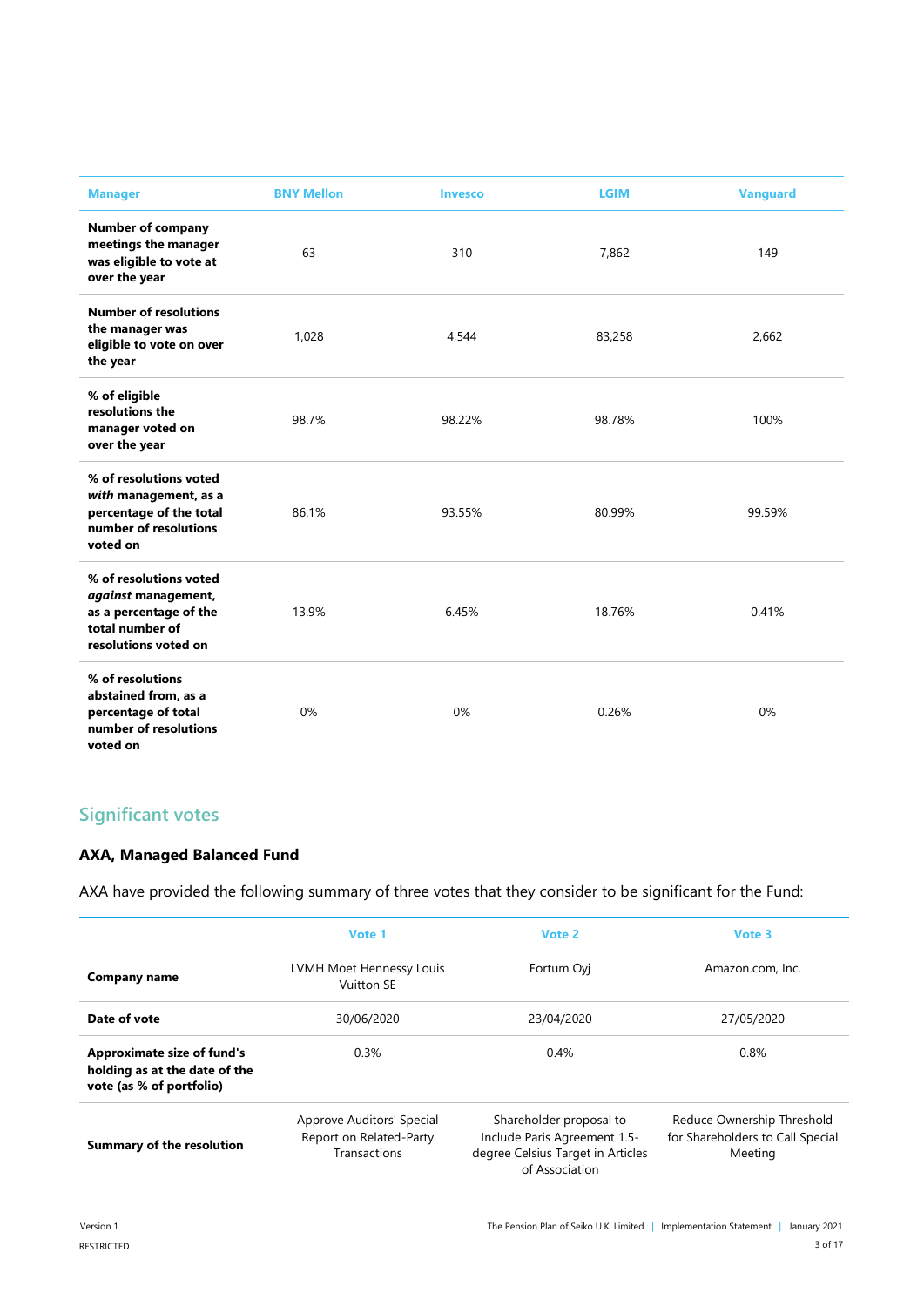| Manager | BNY Mellon | Invesco | LGIM | Vanguard |
|---|---|---|---|---|
| **Number of company meetings the manager was eligible to vote at over the year** | 63 | 310 | 7,862 | 149 |
| **Number of resolutions the manager was eligible to vote on over the year** | 1,028 | 4,544 | 83,258 | 2,662 |
| **% of eligible resolutions the manager voted on over the year** | 98.7% | 98.22% | 98.78% | 100% |
| **% of resolutions voted *with* management, as a percentage of the total number of resolutions voted on** | 86.1% | 93.55% | 80.99% | 99.59% |
| **% of resolutions voted *against* management, as a percentage of the total number of resolutions voted on** | 13.9% | 6.45% | 18.76% | 0.41% |
| **% of resolutions abstained from, as a percentage of total number of resolutions voted on** | 0% | 0% | 0.26% | 0% |

## Significant votes

### AXA, Managed Balanced Fund

AXA have provided the following summary of three votes that they consider to be significant for the Fund:

| | Vote 1 | Vote 2 | Vote 3 |
|---|---|---|---|
| **Company name** | LVMH Moet Hennessy Louis Vuitton SE | Fortum Oyj | Amazon.com, Inc. |
| **Date of vote** | 30/06/2020 | 23/04/2020 | 27/05/2020 |
| **Approximate size of fund's holding as at the date of the vote (as % of portfolio)** | 0.3% | 0.4% | 0.8% |
| **Summary of the resolution** | Approve Auditors' Special Report on Related-Party Transactions | Shareholder proposal to Include Paris Agreement 1.5-degree Celsius Target in Articles of Association | Reduce Ownership Threshold for Shareholders to Call Special Meeting |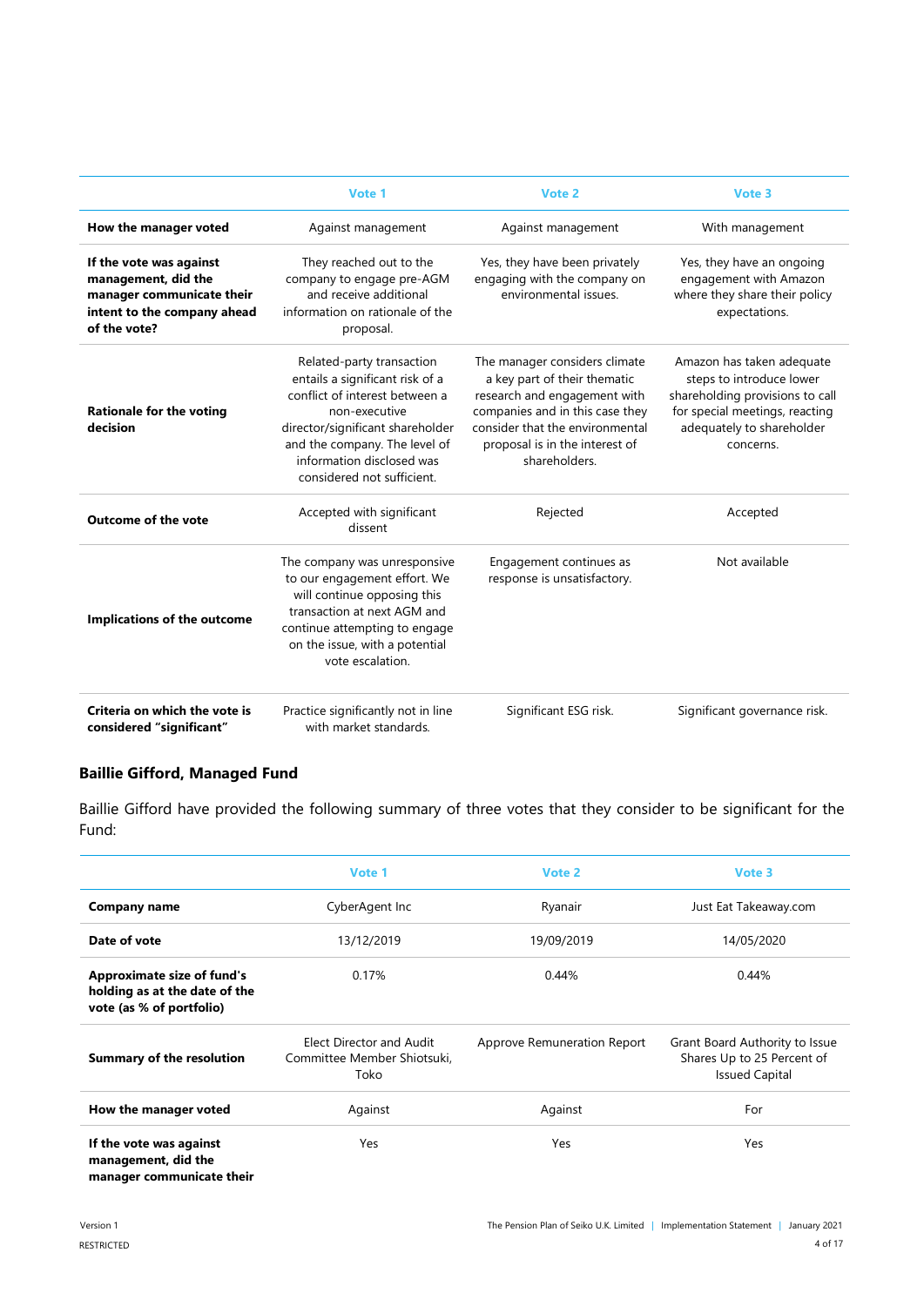| | Vote 1 | Vote 2 | Vote 3 |
|---|---|---|---|
| **How the manager voted** | Against management | Against management | With management |
| **If the vote was against management, did the manager communicate their intent to the company ahead of the vote?** | They reached out to the company to engage pre-AGM and receive additional information on rationale of the proposal. | Yes, they have been privately engaging with the company on environmental issues. | Yes, they have an ongoing engagement with Amazon where they share their policy expectations. |
| **Rationale for the voting decision** | Related-party transaction entails a significant risk of a conflict of interest between a non-executive director/significant shareholder and the company. The level of information disclosed was considered not sufficient. | The manager considers climate a key part of their thematic research and engagement with companies and in this case they consider that the environmental proposal is in the interest of shareholders. | Amazon has taken adequate steps to introduce lower shareholding provisions to call for special meetings, reacting adequately to shareholder concerns. |
| **Outcome of the vote** | Accepted with significant dissent | Rejected | Accepted |
| **Implications of the outcome** | The company was unresponsive to our engagement effort. We will continue opposing this transaction at next AGM and continue attempting to engage on the issue, with a potential vote escalation. | Engagement continues as response is unsatisfactory. | Not available |
| **Criteria on which the vote is considered "significant"** | Practice significantly not in line with market standards. | Significant ESG risk. | Significant governance risk. |

### Baillie Gifford, Managed Fund

Baillie Gifford have provided the following summary of three votes that they consider to be significant for the Fund:

| | Vote 1 | Vote 2 | Vote 3 |
|---|---|---|---|
| **Company name** | CyberAgent Inc | Ryanair | Just Eat Takeaway.com |
| **Date of vote** | 13/12/2019 | 19/09/2019 | 14/05/2020 |
| **Approximate size of fund's holding as at the date of the vote (as % of portfolio)** | 0.17% | 0.44% | 0.44% |
| **Summary of the resolution** | Elect Director and Audit Committee Member Shiotsuki, Toko | Approve Remuneration Report | Grant Board Authority to Issue Shares Up to 25 Percent of Issued Capital |
| **How the manager voted** | Against | Against | For |
| **If the vote was against management, did the manager communicate their** | Yes | Yes | Yes |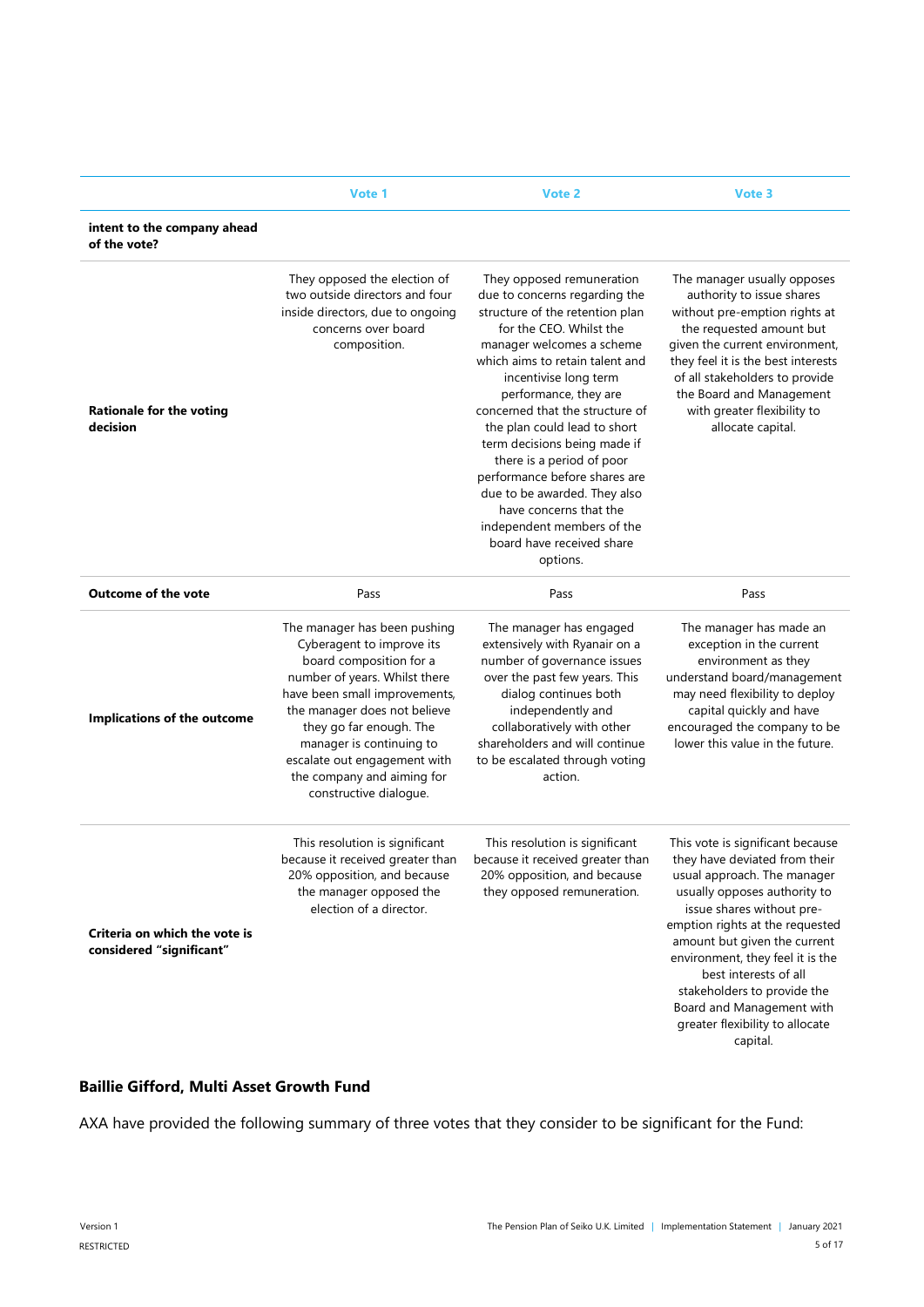| | Vote 1 | Vote 2 | Vote 3 |
|---|---|---|---|
| **intent to the company ahead of the vote?** | | | |
| **Rationale for the voting decision** | They opposed the election of two outside directors and four inside directors, due to ongoing concerns over board composition. | They opposed remuneration due to concerns regarding the structure of the retention plan for the CEO. Whilst the manager welcomes a scheme which aims to retain talent and incentivise long term performance, they are concerned that the structure of the plan could lead to short term decisions being made if there is a period of poor performance before shares are due to be awarded. They also have concerns that the independent members of the board have received share options. | The manager usually opposes authority to issue shares without pre-emption rights at the requested amount but given the current environment, they feel it is the best interests of all stakeholders to provide the Board and Management with greater flexibility to allocate capital. |
| **Outcome of the vote** | Pass | Pass | Pass |
| **Implications of the outcome** | The manager has been pushing Cyberagent to improve its board composition for a number of years. Whilst there have been small improvements, the manager does not believe they go far enough. The manager is continuing to escalate out engagement with the company and aiming for constructive dialogue. | The manager has engaged extensively with Ryanair on a number of governance issues over the past few years. This dialog continues both independently and collaboratively with other shareholders and will continue to be escalated through voting action. | The manager has made an exception in the current environment as they understand board/management may need flexibility to deploy capital quickly and have encouraged the company to be lower this value in the future. |
| **Criteria on which the vote is considered "significant"** | This resolution is significant because it received greater than 20% opposition, and because the manager opposed the election of a director. | This resolution is significant because it received greater than 20% opposition, and because they opposed remuneration. | This vote is significant because they have deviated from their usual approach. The manager usually opposes authority to issue shares without pre-emption rights at the requested amount but given the current environment, they feel it is the best interests of all stakeholders to provide the Board and Management with greater flexibility to allocate capital. |

### Baillie Gifford, Multi Asset Growth Fund

AXA have provided the following summary of three votes that they consider to be significant for the Fund: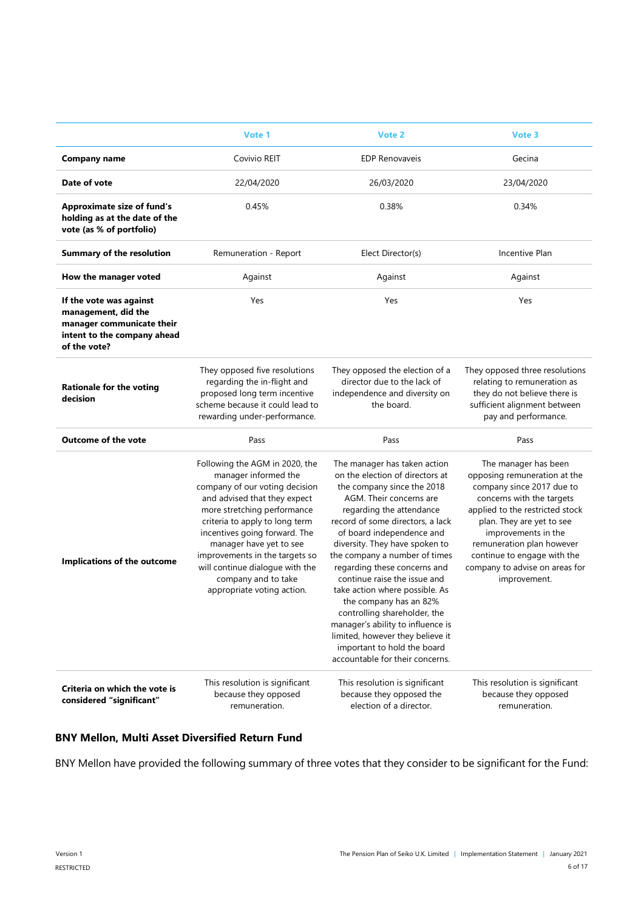| | Vote 1 | Vote 2 | Vote 3 |
|---|---|---|---|
| **Company name** | Covivio REIT | EDP Renovaveis | Gecina |
| **Date of vote** | 22/04/2020 | 26/03/2020 | 23/04/2020 |
| **Approximate size of fund's holding as at the date of the vote (as % of portfolio)** | 0.45% | 0.38% | 0.34% |
| **Summary of the resolution** | Remuneration - Report | Elect Director(s) | Incentive Plan |
| **How the manager voted** | Against | Against | Against |
| **If the vote was against management, did the manager communicate their intent to the company ahead of the vote?** | Yes | Yes | Yes |
| **Rationale for the voting decision** | They opposed five resolutions regarding the in-flight and proposed long term incentive scheme because it could lead to rewarding under-performance. | They opposed the election of a director due to the lack of independence and diversity on the board. | They opposed three resolutions relating to remuneration as they do not believe there is sufficient alignment between pay and performance. |
| **Outcome of the vote** | Pass | Pass | Pass |
| **Implications of the outcome** | Following the AGM in 2020, the manager informed the company of our voting decision and advised that they expect more stretching performance criteria to apply to long term incentives going forward. The manager have yet to see improvements in the targets so will continue dialogue with the company and to take appropriate voting action. | The manager has taken action on the election of directors at the company since the 2018 AGM. Their concerns are regarding the attendance record of some directors, a lack of board independence and diversity. They have spoken to the company a number of times regarding these concerns and continue raise the issue and take action where possible. As the company has an 82% controlling shareholder, the manager's ability to influence is limited, however they believe it important to hold the board accountable for their concerns. | The manager has been opposing remuneration at the company since 2017 due to concerns with the targets applied to the restricted stock plan. They are yet to see improvements in the remuneration plan however continue to engage with the company to advise on areas for improvement. |
| **Criteria on which the vote is considered "significant"** | This resolution is significant because they opposed remuneration. | This resolution is significant because they opposed the election of a director. | This resolution is significant because they opposed remuneration. |

### BNY Mellon, Multi Asset Diversified Return Fund

BNY Mellon have provided the following summary of three votes that they consider to be significant for the Fund: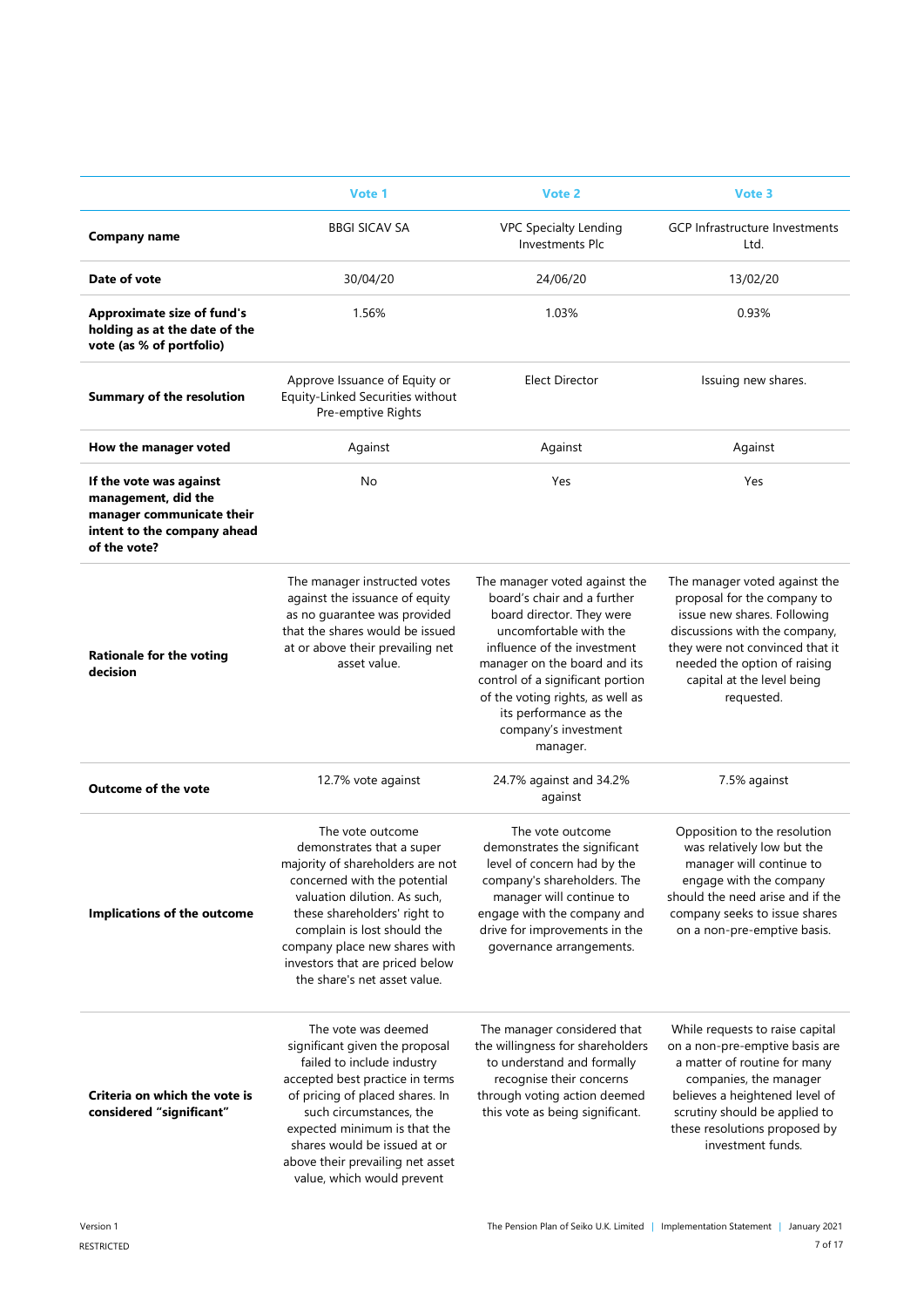| | Vote 1 | Vote 2 | Vote 3 |
|---|---|---|---|
| **Company name** | BBGI SICAV SA | VPC Specialty Lending Investments Plc | GCP Infrastructure Investments Ltd. |
| **Date of vote** | 30/04/20 | 24/06/20 | 13/02/20 |
| **Approximate size of fund's holding as at the date of the vote (as % of portfolio)** | 1.56% | 1.03% | 0.93% |
| **Summary of the resolution** | Approve Issuance of Equity or Equity-Linked Securities without Pre-emptive Rights | Elect Director | Issuing new shares. |
| **How the manager voted** | Against | Against | Against |
| **If the vote was against management, did the manager communicate their intent to the company ahead of the vote?** | No | Yes | Yes |
| **Rationale for the voting decision** | The manager instructed votes against the issuance of equity as no guarantee was provided that the shares would be issued at or above their prevailing net asset value. | The manager voted against the board's chair and a further board director. They were uncomfortable with the influence of the investment manager on the board and its control of a significant portion of the voting rights, as well as its performance as the company's investment manager. | The manager voted against the proposal for the company to issue new shares. Following discussions with the company, they were not convinced that it needed the option of raising capital at the level being requested. |
| **Outcome of the vote** | 12.7% vote against | 24.7% against and 34.2% against | 7.5% against |
| **Implications of the outcome** | The vote outcome demonstrates that a super majority of shareholders are not concerned with the potential valuation dilution. As such, these shareholders' right to complain is lost should the company place new shares with investors that are priced below the share's net asset value. | The vote outcome demonstrates the significant level of concern had by the company's shareholders. The manager will continue to engage with the company and drive for improvements in the governance arrangements. | Opposition to the resolution was relatively low but the manager will continue to engage with the company should the need arise and if the company seeks to issue shares on a non-pre-emptive basis. |
| **Criteria on which the vote is considered "significant"** | The vote was deemed significant given the proposal failed to include industry accepted best practice in terms of pricing of placed shares. In such circumstances, the expected minimum is that the shares would be issued at or above their prevailing net asset value, which would prevent | The manager considered that the willingness for shareholders to understand and formally recognise their concerns through voting action deemed this vote as being significant. | While requests to raise capital on a non-pre-emptive basis are a matter of routine for many companies, the manager believes a heightened level of scrutiny should be applied to these resolutions proposed by investment funds. |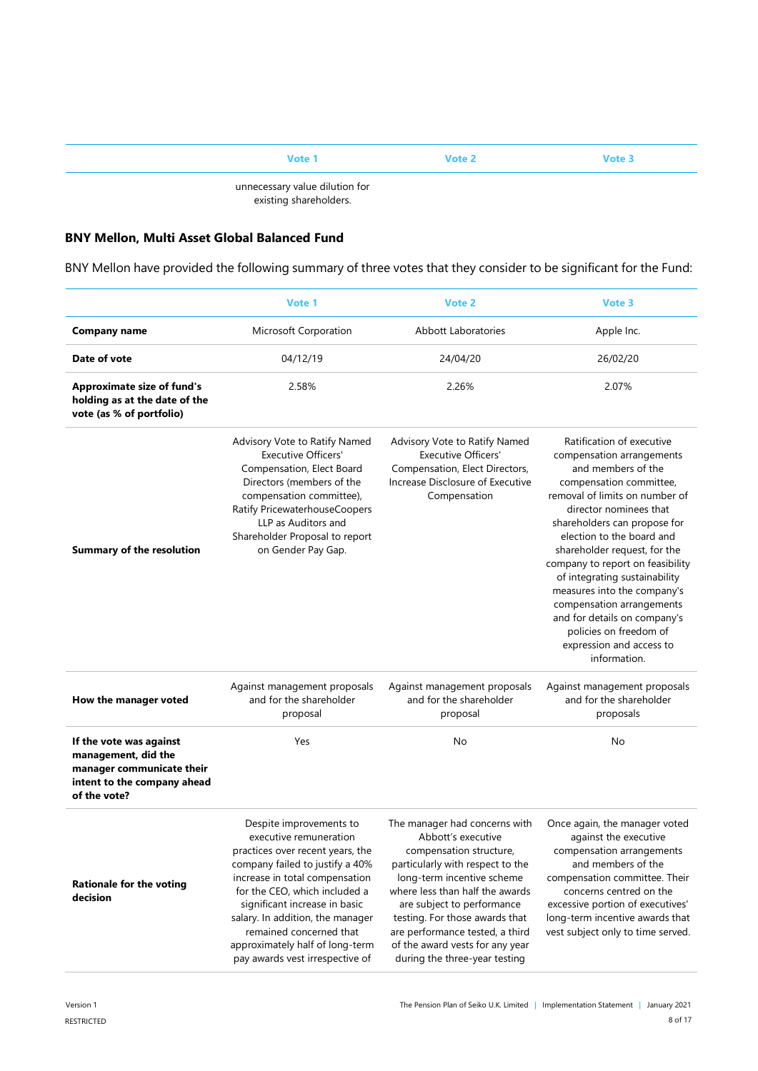| | Vote 1 | Vote 2 | Vote 3 |
|---|---|---|---|
| | unnecessary value dilution for existing shareholders. | | |

## BNY Mellon, Multi Asset Global Balanced Fund

BNY Mellon have provided the following summary of three votes that they consider to be significant for the Fund:

| | Vote 1 | Vote 2 | Vote 3 |
|---|---|---|---|
| **Company name** | Microsoft Corporation | Abbott Laboratories | Apple Inc. |
| **Date of vote** | 04/12/19 | 24/04/20 | 26/02/20 |
| **Approximate size of fund's holding as at the date of the vote (as % of portfolio)** | 2.58% | 2.26% | 2.07% |
| **Summary of the resolution** | Advisory Vote to Ratify Named Executive Officers' Compensation, Elect Board Directors (members of the compensation committee), Ratify PricewaterhouseCoopers LLP as Auditors and Shareholder Proposal to report on Gender Pay Gap. | Advisory Vote to Ratify Named Executive Officers' Compensation, Elect Directors, Increase Disclosure of Executive Compensation | Ratification of executive compensation arrangements and members of the compensation committee, removal of limits on number of director nominees that shareholders can propose for election to the board and shareholder request, for the company to report on feasibility of integrating sustainability measures into the company's compensation arrangements and for details on company's policies on freedom of expression and access to information. |
| **How the manager voted** | Against management proposals and for the shareholder proposal | Against management proposals and for the shareholder proposal | Against management proposals and for the shareholder proposals |
| **If the vote was against management, did the manager communicate their intent to the company ahead of the vote?** | Yes | No | No |
| **Rationale for the voting decision** | Despite improvements to executive remuneration practices over recent years, the company failed to justify a 40% increase in total compensation for the CEO, which included a significant increase in basic salary. In addition, the manager remained concerned that approximately half of long-term pay awards vest irrespective of | The manager had concerns with Abbott's executive compensation structure, particularly with respect to the long-term incentive scheme where less than half the awards are subject to performance testing. For those awards that are performance tested, a third of the award vests for any year during the three-year testing | Once again, the manager voted against the executive compensation arrangements and members of the compensation committee. Their concerns centred on the excessive portion of executives' long-term incentive awards that vest subject only to time served. |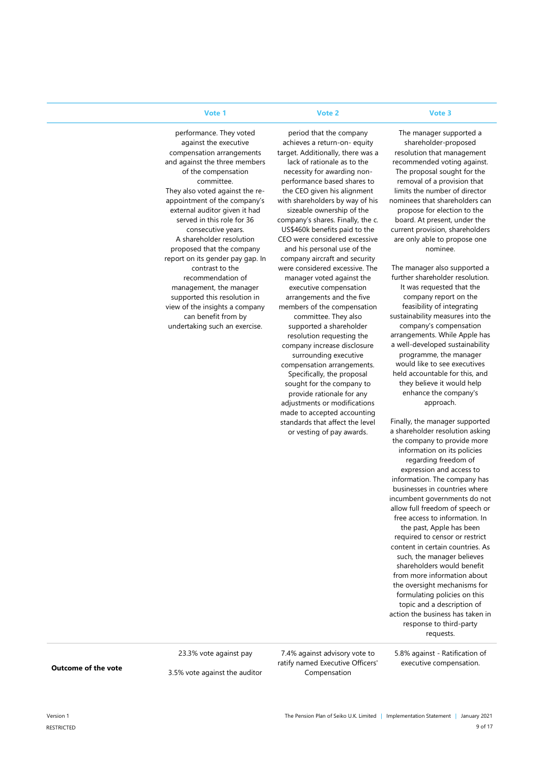| | Vote 1 | Vote 2 | Vote 3 |
|---|---|---|---|
| | performance. They voted against the executive compensation arrangements and against the three members of the compensation committee.<br>They also voted against the re-appointment of the company's external auditor given it had served in this role for 36 consecutive years.<br>A shareholder resolution proposed that the company report on its gender pay gap. In contrast to the recommendation of management, the manager supported this resolution in view of the insights a company can benefit from by undertaking such an exercise. | period that the company achieves a return-on- equity target. Additionally, there was a lack of rationale as to the necessity for awarding non-performance based shares to the CEO given his alignment with shareholders by way of his sizeable ownership of the company's shares. Finally, the c. US$460k benefits paid to the CEO were considered excessive and his personal use of the company aircraft and security were considered excessive. The manager voted against the executive compensation arrangements and the five members of the compensation committee. They also supported a shareholder resolution requesting the company increase disclosure surrounding executive compensation arrangements. Specifically, the proposal sought for the company to provide rationale for any adjustments or modifications made to accepted accounting standards that affect the level or vesting of pay awards. | The manager supported a shareholder-proposed resolution that management recommended voting against. The proposal sought for the removal of a provision that limits the number of director nominees that shareholders can propose for election to the board. At present, under the current provision, shareholders are only able to propose one nominee.<br><br>The manager also supported a further shareholder resolution. It was requested that the company report on the feasibility of integrating sustainability measures into the company's compensation arrangements. While Apple has a well-developed sustainability programme, the manager would like to see executives held accountable for this, and they believe it would help enhance the company's approach.<br><br>Finally, the manager supported a shareholder resolution asking the company to provide more information on its policies regarding freedom of expression and access to information. The company has businesses in countries where incumbent governments do not allow full freedom of speech or free access to information. In the past, Apple has been required to censor or restrict content in certain countries. As such, the manager believes shareholders would benefit from more information about the oversight mechanisms for formulating policies on this topic and a description of action the business has taken in response to third-party requests. |
| **Outcome of the vote** | 23.3% vote against pay<br><br>3.5% vote against the auditor | 7.4% against advisory vote to ratify named Executive Officers' Compensation | 5.8% against - Ratification of executive compensation. |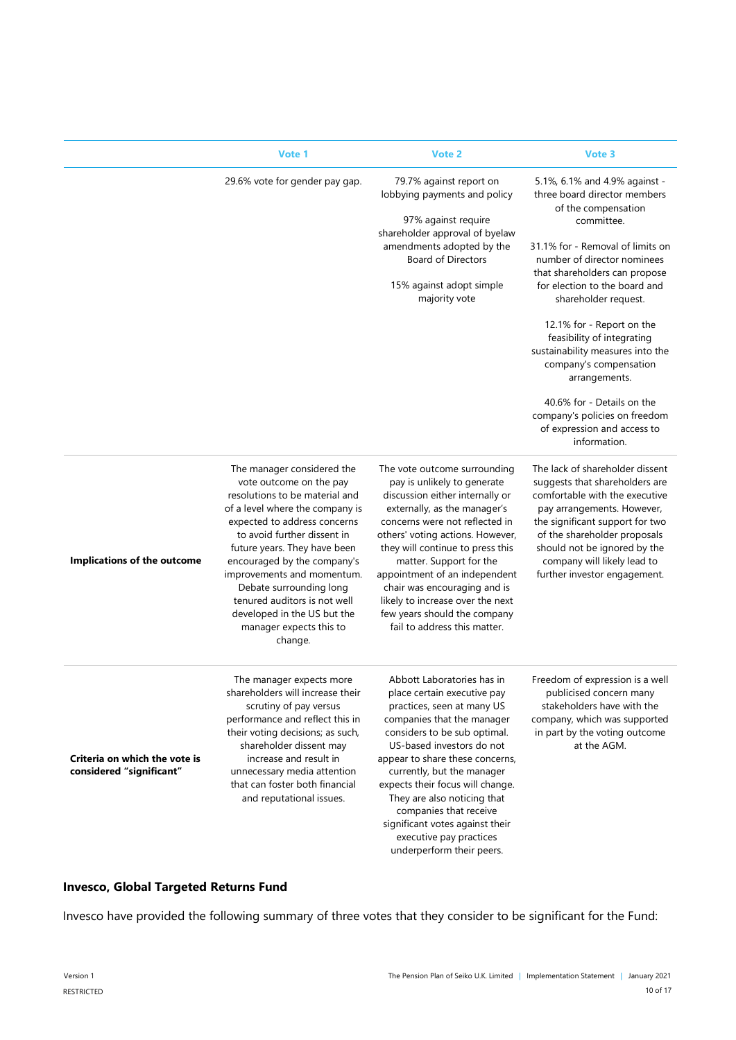| | Vote 1 | Vote 2 | Vote 3 |
|---|---|---|---|
| | 29.6% vote for gender pay gap. | 79.7% against report on lobbying payments and policy<br><br>97% against require shareholder approval of byelaw amendments adopted by the Board of Directors<br><br>15% against adopt simple majority vote | 5.1%, 6.1% and 4.9% against - three board director members of the compensation committee.<br><br>31.1% for - Removal of limits on number of director nominees that shareholders can propose for election to the board and shareholder request.<br><br>12.1% for - Report on the feasibility of integrating sustainability measures into the company's compensation arrangements.<br><br>40.6% for - Details on the company's policies on freedom of expression and access to information. |
| **Implications of the outcome** | The manager considered the vote outcome on the pay resolutions to be material and of a level where the company is expected to address concerns to avoid further dissent in future years. They have been encouraged by the company's improvements and momentum. Debate surrounding long tenured auditors is not well developed in the US but the manager expects this to change. | The vote outcome surrounding pay is unlikely to generate discussion either internally or externally, as the manager's concerns were not reflected in others' voting actions. However, they will continue to press this matter. Support for the appointment of an independent chair was encouraging and is likely to increase over the next few years should the company fail to address this matter. | The lack of shareholder dissent suggests that shareholders are comfortable with the executive pay arrangements. However, the significant support for two of the shareholder proposals should not be ignored by the company will likely lead to further investor engagement. |
| **Criteria on which the vote is considered "significant"** | The manager expects more shareholders will increase their scrutiny of pay versus performance and reflect this in their voting decisions; as such, shareholder dissent may increase and result in unnecessary media attention that can foster both financial and reputational issues. | Abbott Laboratories has in place certain executive pay practices, seen at many US companies that the manager considers to be sub optimal. US-based investors do not appear to share these concerns, currently, but the manager expects their focus will change. They are also noticing that companies that receive significant votes against their executive pay practices underperform their peers. | Freedom of expression is a well publicised concern many stakeholders have with the company, which was supported in part by the voting outcome at the AGM. |

## Invesco, Global Targeted Returns Fund

Invesco have provided the following summary of three votes that they consider to be significant for the Fund: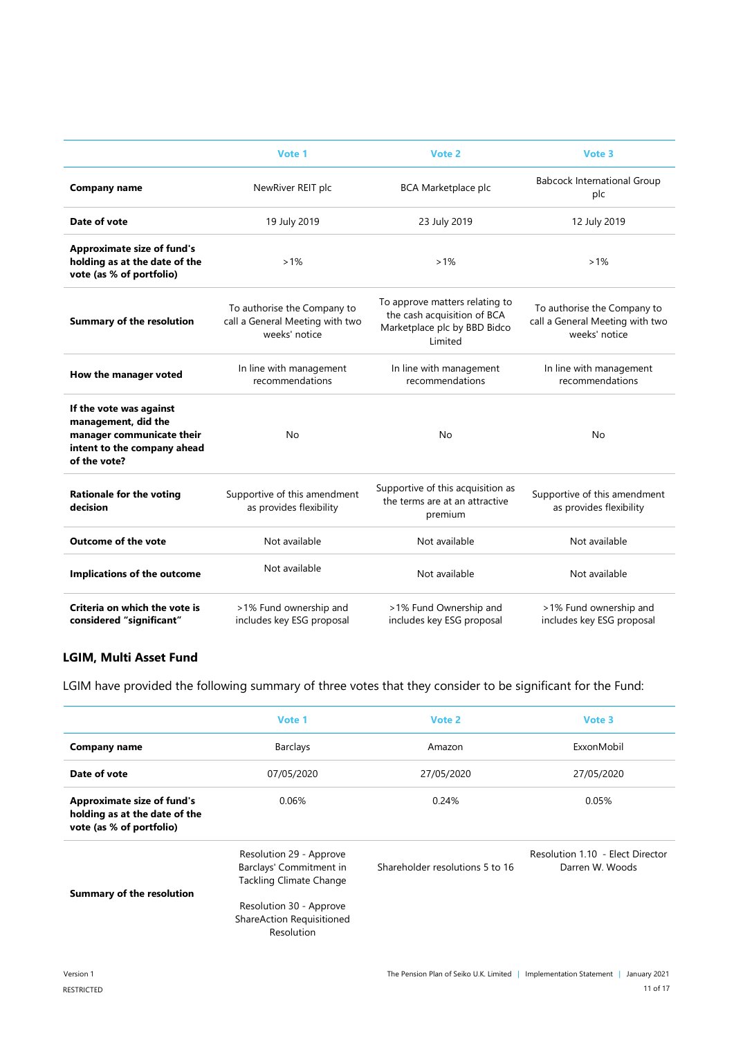| | Vote 1 | Vote 2 | Vote 3 |
|---|---|---|---|
| **Company name** | NewRiver REIT plc | BCA Marketplace plc | Babcock International Group plc |
| **Date of vote** | 19 July 2019 | 23 July 2019 | 12 July 2019 |
| **Approximate size of fund's holding as at the date of the vote (as % of portfolio)** | >1% | >1% | >1% |
| **Summary of the resolution** | To authorise the Company to call a General Meeting with two weeks' notice | To approve matters relating to the cash acquisition of BCA Marketplace plc by BBD Bidco Limited | To authorise the Company to call a General Meeting with two weeks' notice |
| **How the manager voted** | In line with management recommendations | In line with management recommendations | In line with management recommendations |
| **If the vote was against management, did the manager communicate their intent to the company ahead of the vote?** | No | No | No |
| **Rationale for the voting decision** | Supportive of this amendment as provides flexibility | Supportive of this acquisition as the terms are at an attractive premium | Supportive of this amendment as provides flexibility |
| **Outcome of the vote** | Not available | Not available | Not available |
| **Implications of the outcome** | Not available | Not available | Not available |
| **Criteria on which the vote is considered "significant"** | >1% Fund ownership and includes key ESG proposal | >1% Fund Ownership and includes key ESG proposal | >1% Fund ownership and includes key ESG proposal |

### LGIM, Multi Asset Fund

LGIM have provided the following summary of three votes that they consider to be significant for the Fund:

| | Vote 1 | Vote 2 | Vote 3 |
|---|---|---|---|
| **Company name** | Barclays | Amazon | ExxonMobil |
| **Date of vote** | 07/05/2020 | 27/05/2020 | 27/05/2020 |
| **Approximate size of fund's holding as at the date of the vote (as % of portfolio)** | 0.06% | 0.24% | 0.05% |
| **Summary of the resolution** | Resolution 29 - Approve Barclays' Commitment in Tackling Climate Change<br><br>Resolution 30 - Approve ShareAction Requisitioned Resolution | Shareholder resolutions 5 to 16 | Resolution 1.10 - Elect Director Darren W. Woods |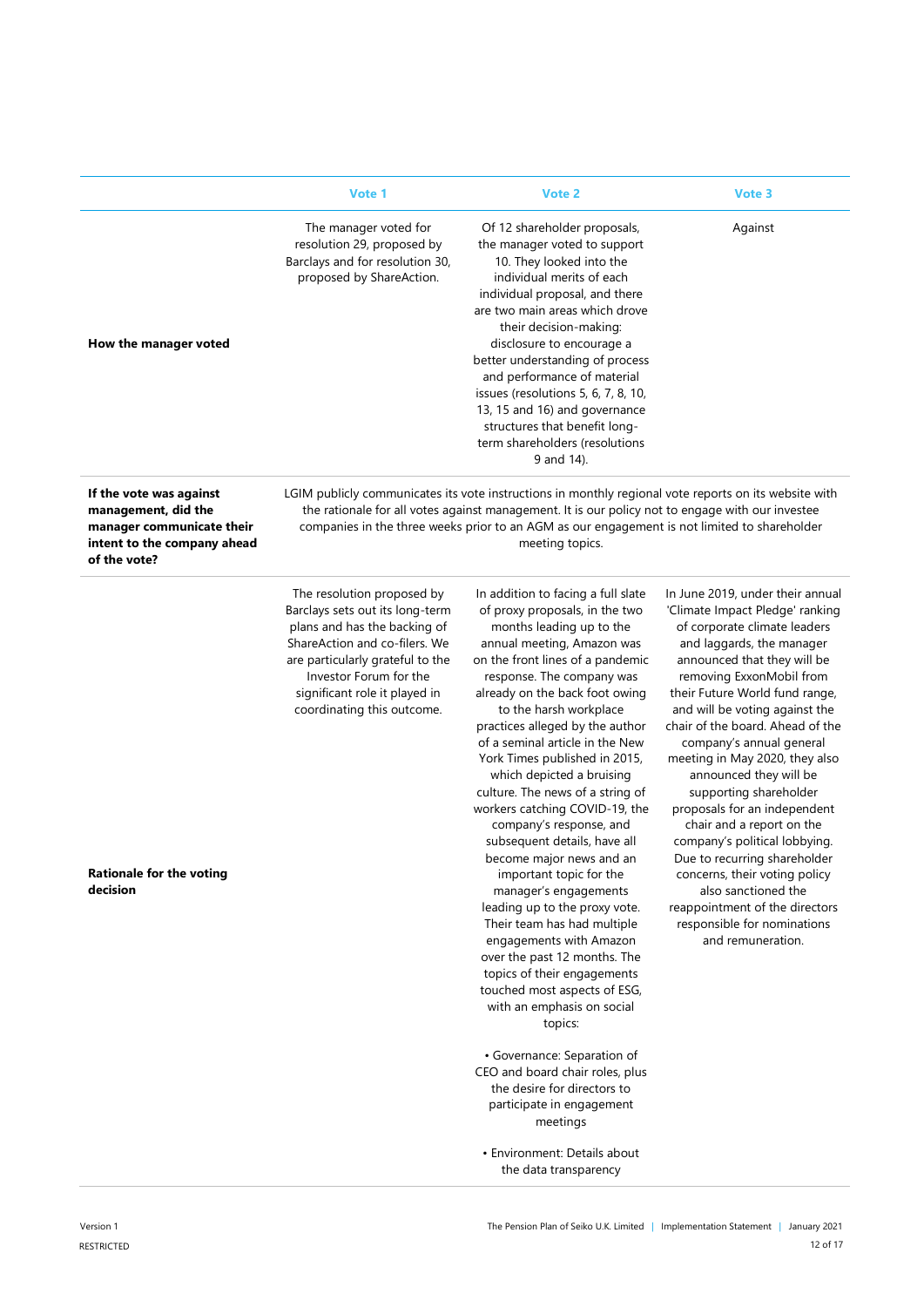| | Vote 1 | Vote 2 | Vote 3 |
|---|---|---|---|
| **How the manager voted** | The manager voted for resolution 29, proposed by Barclays and for resolution 30, proposed by ShareAction. | Of 12 shareholder proposals, the manager voted to support 10. They looked into the individual merits of each individual proposal, and there are two main areas which drove their decision-making: disclosure to encourage a better understanding of process and performance of material issues (resolutions 5, 6, 7, 8, 10, 13, 15 and 16) and governance structures that benefit long-term shareholders (resolutions 9 and 14). | Against |
| **If the vote was against management, did the manager communicate their intent to the company ahead of the vote?** | LGIM publicly communicates its vote instructions in monthly regional vote reports on its website with the rationale for all votes against management. It is our policy not to engage with our investee companies in the three weeks prior to an AGM as our engagement is not limited to shareholder meeting topics. | | |
| **Rationale for the voting decision** | The resolution proposed by Barclays sets out its long-term plans and has the backing of ShareAction and co-filers. We are particularly grateful to the Investor Forum for the significant role it played in coordinating this outcome. | In addition to facing a full slate of proxy proposals, in the two months leading up to the annual meeting, Amazon was on the front lines of a pandemic response. The company was already on the back foot owing to the harsh workplace practices alleged by the author of a seminal article in the New York Times published in 2015, which depicted a bruising culture. The news of a string of workers catching COVID-19, the company's response, and subsequent details, have all become major news and an important topic for the manager's engagements leading up to the proxy vote. Their team has had multiple engagements with Amazon over the past 12 months. The topics of their engagements touched most aspects of ESG, with an emphasis on social topics:<br><br>• Governance: Separation of CEO and board chair roles, plus the desire for directors to participate in engagement meetings<br><br>• Environment: Details about the data transparency | In June 2019, under their annual 'Climate Impact Pledge' ranking of corporate climate leaders and laggards, the manager announced that they will be removing ExxonMobil from their Future World fund range, and will be voting against the chair of the board. Ahead of the company's annual general meeting in May 2020, they also announced they will be supporting shareholder proposals for an independent chair and a report on the company's political lobbying. Due to recurring shareholder concerns, their voting policy also sanctioned the reappointment of the directors responsible for nominations and remuneration. |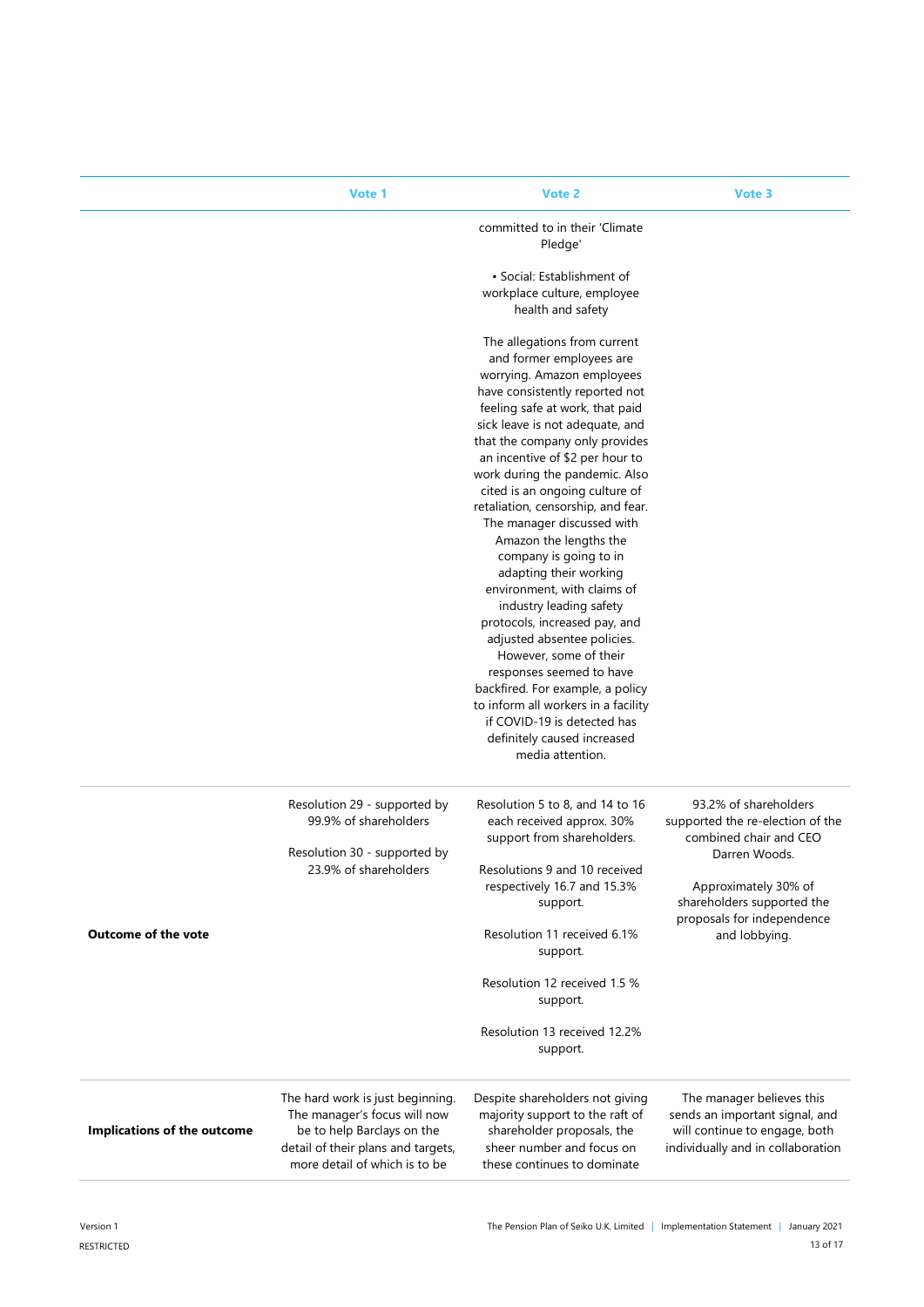| | Vote 1 | Vote 2 | Vote 3 |
|---|---|---|---|
| | | committed to in their 'Climate Pledge'<br><br>• Social: Establishment of workplace culture, employee health and safety<br><br>The allegations from current and former employees are worrying. Amazon employees have consistently reported not feeling safe at work, that paid sick leave is not adequate, and that the company only provides an incentive of $2 per hour to work during the pandemic. Also cited is an ongoing culture of retaliation, censorship, and fear. The manager discussed with Amazon the lengths the company is going to in adapting their working environment, with claims of industry leading safety protocols, increased pay, and adjusted absentee policies. However, some of their responses seemed to have backfired. For example, a policy to inform all workers in a facility if COVID-19 is detected has definitely caused increased media attention. | |
| **Outcome of the vote** | Resolution 29 - supported by 99.9% of shareholders<br><br>Resolution 30 - supported by 23.9% of shareholders | Resolution 5 to 8, and 14 to 16 each received approx. 30% support from shareholders.<br><br>Resolutions 9 and 10 received respectively 16.7 and 15.3% support.<br><br>Resolution 11 received 6.1% support.<br><br>Resolution 12 received 1.5 % support.<br><br>Resolution 13 received 12.2% support. | 93.2% of shareholders supported the re-election of the combined chair and CEO Darren Woods.<br><br>Approximately 30% of shareholders supported the proposals for independence and lobbying. |
| **Implications of the outcome** | The hard work is just beginning. The manager's focus will now be to help Barclays on the detail of their plans and targets, more detail of which is to be | Despite shareholders not giving majority support to the raft of shareholder proposals, the sheer number and focus on these continues to dominate | The manager believes this sends an important signal, and will continue to engage, both individually and in collaboration |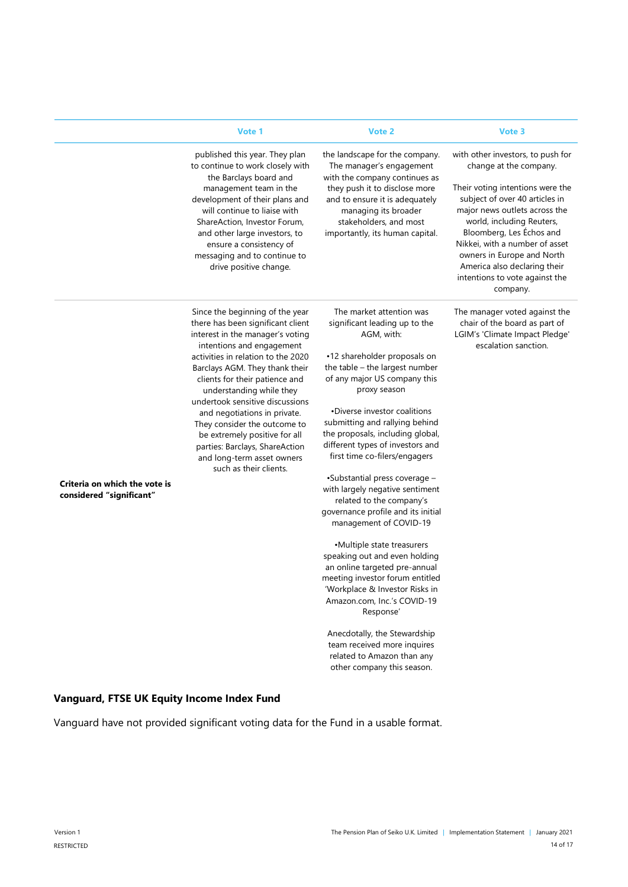| | Vote 1 | Vote 2 | Vote 3 |
|---|---|---|---|
| | published this year. They plan to continue to work closely with the Barclays board and management team in the development of their plans and will continue to liaise with ShareAction, Investor Forum, and other large investors, to ensure a consistency of messaging and to continue to drive positive change. | the landscape for the company. The manager's engagement with the company continues as they push it to disclose more and to ensure it is adequately managing its broader stakeholders, and most importantly, its human capital. | with other investors, to push for change at the company.<br><br>Their voting intentions were the subject of over 40 articles in major news outlets across the world, including Reuters, Bloomberg, Les Échos and Nikkei, with a number of asset owners in Europe and North America also declaring their intentions to vote against the company. |
| **Criteria on which the vote is considered "significant"** | Since the beginning of the year there has been significant client interest in the manager's voting intentions and engagement activities in relation to the 2020 Barclays AGM. They thank their clients for their patience and understanding while they undertook sensitive discussions and negotiations in private. They consider the outcome to be extremely positive for all parties: Barclays, ShareAction and long-term asset owners such as their clients. | The market attention was significant leading up to the AGM, with:<br><br>•12 shareholder proposals on the table – the largest number of any major US company this proxy season<br><br>•Diverse investor coalitions submitting and rallying behind the proposals, including global, different types of investors and first time co-filers/engagers<br><br>•Substantial press coverage – with largely negative sentiment related to the company's governance profile and its initial management of COVID-19<br><br>•Multiple state treasurers speaking out and even holding an online targeted pre-annual meeting investor forum entitled 'Workplace & Investor Risks in Amazon.com, Inc.'s COVID-19 Response'<br><br>Anecdotally, the Stewardship team received more inquires related to Amazon than any other company this season. | The manager voted against the chair of the board as part of LGIM's 'Climate Impact Pledge' escalation sanction. |

### Vanguard, FTSE UK Equity Income Index Fund

Vanguard have not provided significant voting data for the Fund in a usable format.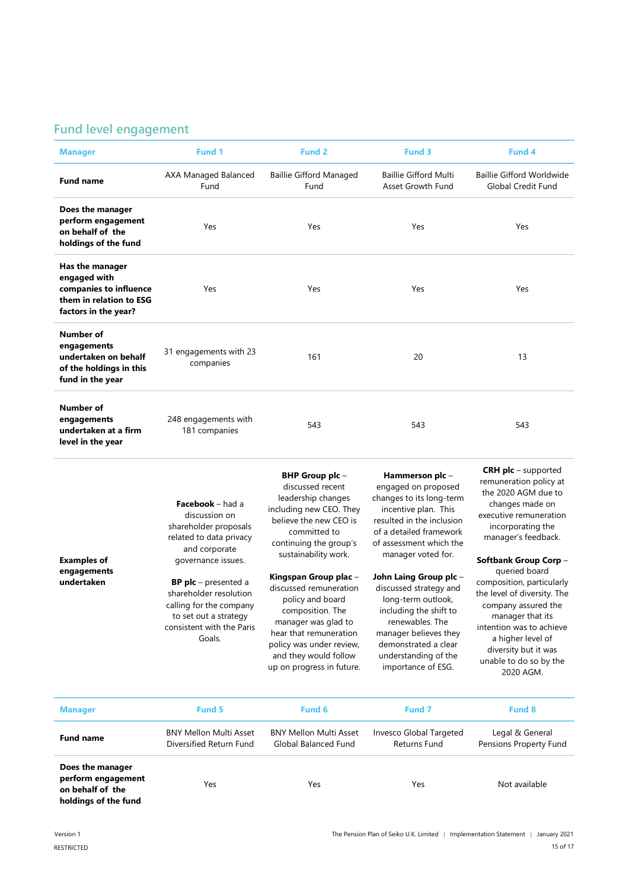## Fund level engagement

| Manager | Fund 1 | Fund 2 | Fund 3 | Fund 4 |
|---|---|---|---|---|
| **Fund name** | AXA Managed Balanced Fund | Baillie Gifford Managed Fund | Baillie Gifford Multi Asset Growth Fund | Baillie Gifford Worldwide Global Credit Fund |
| **Does the manager perform engagement on behalf of the holdings of the fund** | Yes | Yes | Yes | Yes |
| **Has the manager engaged with companies to influence them in relation to ESG factors in the year?** | Yes | Yes | Yes | Yes |
| **Number of engagements undertaken on behalf of the holdings in this fund in the year** | 31 engagements with 23 companies | 161 | 20 | 13 |
| **Number of engagements undertaken at a firm level in the year** | 248 engagements with 181 companies | 543 | 543 | 543 |
| **Examples of engagements undertaken** | **Facebook** – had a discussion on shareholder proposals related to data privacy and corporate governance issues.<br><br>**BP plc** – presented a shareholder resolution calling for the company to set out a strategy consistent with the Paris Goals. | **BHP Group plc** – discussed recent leadership changes including new CEO. They believe the new CEO is committed to continuing the group's sustainability work.<br><br>**Kingspan Group plac** – discussed remuneration policy and board composition. The manager was glad to hear that remuneration policy was under review, and they would follow up on progress in future. | **Hammerson plc** – engaged on proposed changes to its long-term incentive plan. This resulted in the inclusion of a detailed framework of assessment which the manager voted for.<br><br>**John Laing Group plc** – discussed strategy and long-term outlook, including the shift to renewables. The manager believes they demonstrated a clear understanding of the importance of ESG. | **CRH plc** – supported remuneration policy at the 2020 AGM due to changes made on executive remuneration incorporating the manager's feedback.<br><br>**Softbank Group Corp** – queried board composition, particularly the level of diversity. The company assured the manager that its intention was to achieve a higher level of diversity but it was unable to do so by the 2020 AGM. |

| Manager | Fund 5 | Fund 6 | Fund 7 | Fund 8 |
|---|---|---|---|---|
| **Fund name** | BNY Mellon Multi Asset Diversified Return Fund | BNY Mellon Multi Asset Global Balanced Fund | Invesco Global Targeted Returns Fund | Legal & General Pensions Property Fund |
| **Does the manager perform engagement on behalf of the holdings of the fund** | Yes | Yes | Yes | Not available |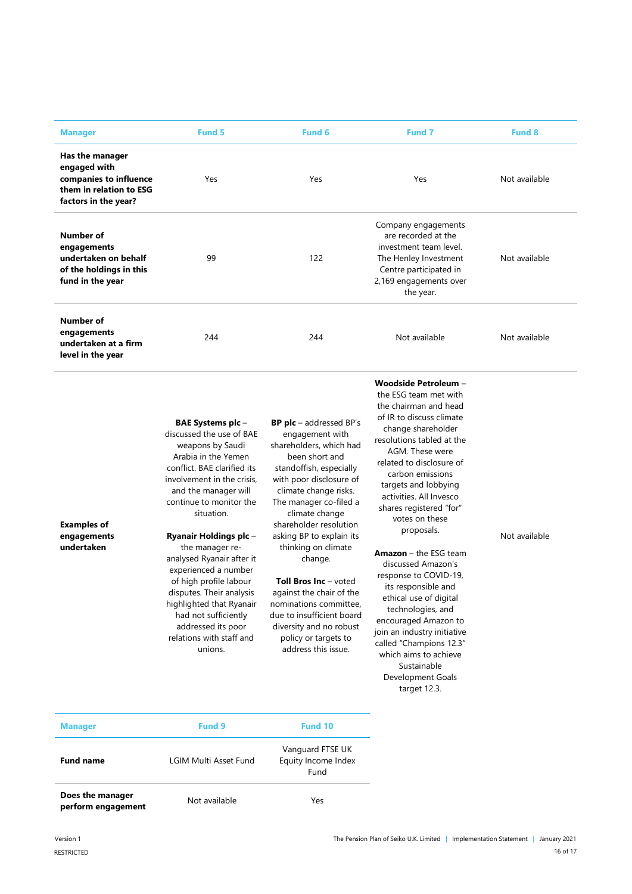| Manager | Fund 5 | Fund 6 | Fund 7 | Fund 8 |
|---|---|---|---|---|
| **Has the manager engaged with companies to influence them in relation to ESG factors in the year?** | Yes | Yes | Yes | Not available |
| **Number of engagements undertaken on behalf of the holdings in this fund in the year** | 99 | 122 | Company engagements are recorded at the investment team level. The Henley Investment Centre participated in 2,169 engagements over the year. | Not available |
| **Number of engagements undertaken at a firm level in the year** | 244 | 244 | Not available | Not available |
| **Examples of engagements undertaken** | **BAE Systems plc** – discussed the use of BAE weapons by Saudi Arabia in the Yemen conflict. BAE clarified its involvement in the crisis, and the manager will continue to monitor the situation.<br><br>**Ryanair Holdings plc** – the manager re-analysed Ryanair after it experienced a number of high profile labour disputes. Their analysis highlighted that Ryanair had not sufficiently addressed its poor relations with staff and unions. | **BP plc** – addressed BP's engagement with shareholders, which had been short and standoffish, especially with poor disclosure of climate change risks. The manager co-filed a climate change shareholder resolution asking BP to explain its thinking on climate change.<br><br>**Toll Bros Inc** – voted against the chair of the nominations committee, due to insufficient board diversity and no robust policy or targets to address this issue. | **Woodside Petroleum** – the ESG team met with the chairman and head of IR to discuss climate change shareholder resolutions tabled at the AGM. These were related to disclosure of carbon emissions targets and lobbying activities. All Invesco shares registered "for" votes on these proposals.<br><br>**Amazon** – the ESG team discussed Amazon's response to COVID-19, its responsible and ethical use of digital technologies, and encouraged Amazon to join an industry initiative called "Champions 12.3" which aims to achieve Sustainable Development Goals target 12.3. | Not available |

| Manager | Fund 9 | Fund 10 |
|---|---|---|
| **Fund name** | LGIM Multi Asset Fund | Vanguard FTSE UK Equity Income Index Fund |
| **Does the manager perform engagement** | Not available | Yes |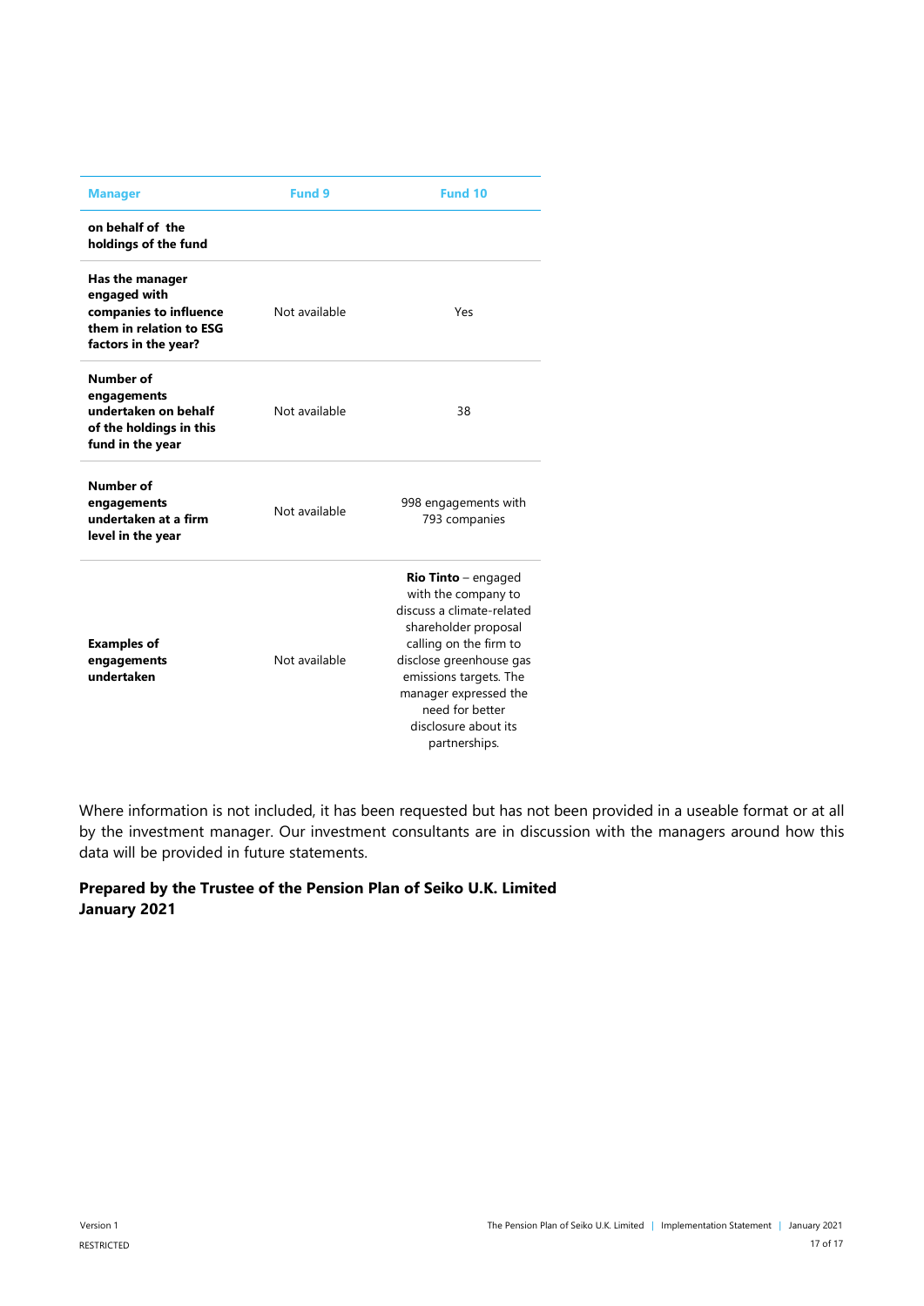| Manager | Fund 9 | Fund 10 |
|---|---|---|
| **on behalf of the holdings of the fund** | | |
| **Has the manager engaged with companies to influence them in relation to ESG factors in the year?** | Not available | Yes |
| **Number of engagements undertaken on behalf of the holdings in this fund in the year** | Not available | 38 |
| **Number of engagements undertaken at a firm level in the year** | Not available | 998 engagements with 793 companies |
| **Examples of engagements undertaken** | Not available | **Rio Tinto** – engaged with the company to discuss a climate-related shareholder proposal calling on the firm to disclose greenhouse gas emissions targets. The manager expressed the need for better disclosure about its partnerships. |

Where information is not included, it has been requested but has not been provided in a useable format or at all by the investment manager. Our investment consultants are in discussion with the managers around how this data will be provided in future statements.

**Prepared by the Trustee of the Pension Plan of Seiko U.K. Limited**
**January 2021**